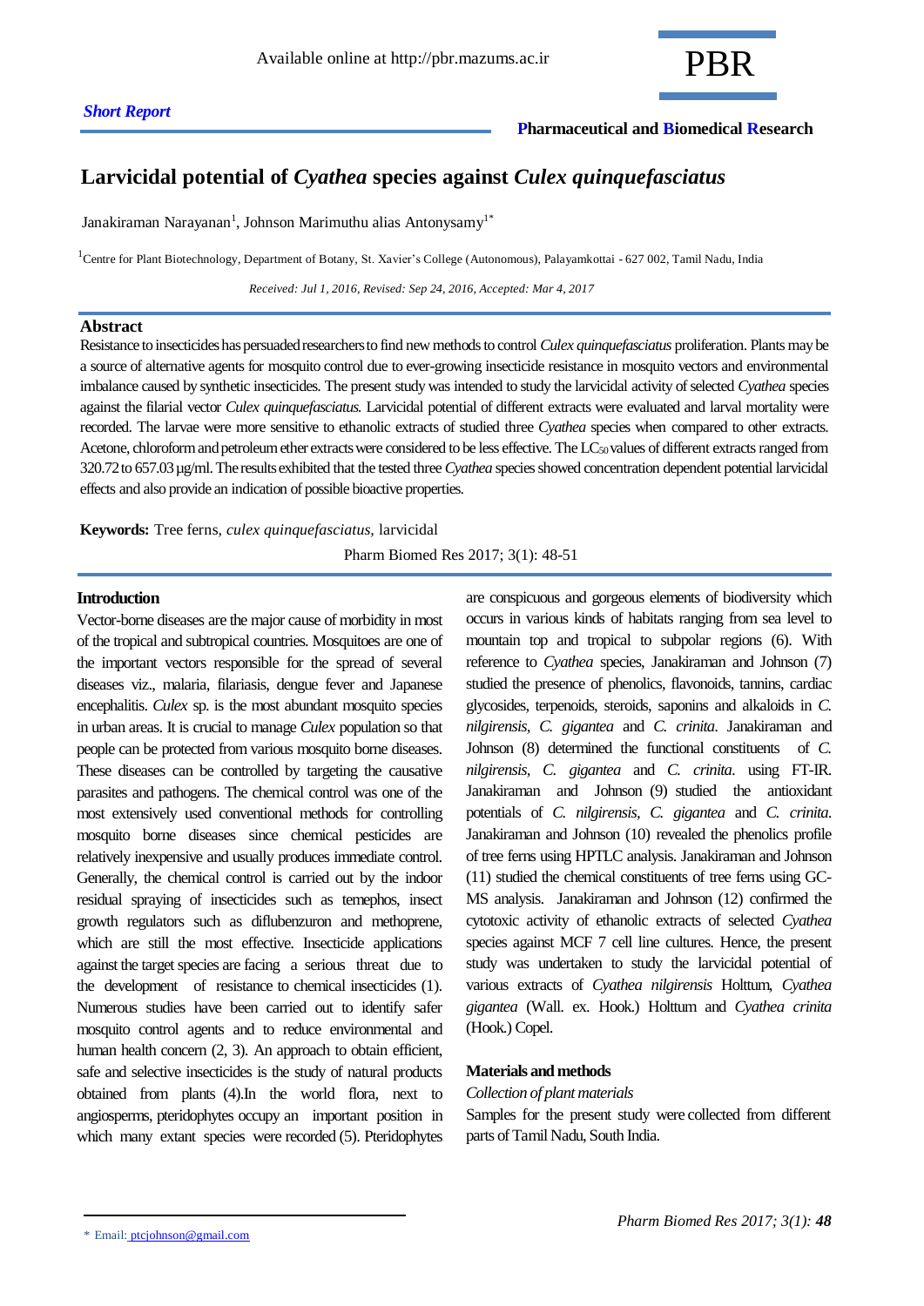*Short Report*

**Pharmaceutical and Biomedical Research**

# Larvicidal potential of *Cyathea* species against *Culex quinquefasciatus*

Janakiraman Narayanan[1], Johnson Marimuthu alias Antonysamy[1*]

[1]Centre for Plant Biotechnology, Department of Botany, St. Xavier's College (Autonomous), Palayamkottai - 627 002, Tamil Nadu, India

*Received: Jul 1, 2016, Revised: Sep 24, 2016, Accepted: Mar 4, 2017*

## Abstract

Resistance to insecticides has persuaded researchers to find new methods to control *Culex quinquefasciatus* proliferation. Plants may be a source of alternative agents for mosquito control due to ever-growing insecticide resistance in mosquito vectors and environmental imbalance caused by synthetic insecticides. The present study was intended to study the larvicidal activity of selected *Cyathea* species against the filarial vector *Culex quinquefasciatus.* Larvicidal potential of different extracts were evaluated and larval mortality were recorded. The larvae were more sensitive to ethanolic extracts of studied three *Cyathea* species when compared to other extracts. Acetone, chloroform and petroleum ether extracts were considered to be less effective. The $LC_{50}$ values of different extracts ranged from 320.72 to 657.03 µg/ml. The results exhibited that the tested three *Cyathea* species showed concentration dependent potential larvicidal effects and also provide an indication of possible bioactive properties.

**Keywords:** Tree ferns, *culex quinquefasciatus,* larvicidal

Pharm Biomed Res 2017; 3(1): 48-51

## Introduction

Vector-borne diseases are the major cause of morbidity in most of the tropical and subtropical countries. Mosquitoes are one of the important vectors responsible for the spread of several diseases viz., malaria, filariasis, dengue fever and Japanese encephalitis. *Culex* sp. is the most abundant mosquito species in urban areas. It is crucial to manage *Culex* population so that people can be protected from various mosquito borne diseases. These diseases can be controlled by targeting the causative parasites and pathogens. The chemical control was one of the most extensively used conventional methods for controlling mosquito borne diseases since chemical pesticides are relatively inexpensive and usually produces immediate control. Generally, the chemical control is carried out by the indoor residual spraying of insecticides such as temephos, insect growth regulators such as diflubenzuron and methoprene, which are still the most effective. Insecticide applications against the target species are facing a serious threat due to the development of resistance to chemical insecticides (1). Numerous studies have been carried out to identify safer mosquito control agents and to reduce environmental and human health concern (2, 3). An approach to obtain efficient, safe and selective insecticides is the study of natural products obtained from plants (4).In the world flora, next to angiosperms, pteridophytes occupy an important position in which many extant species were recorded (5). Pteridophytes are conspicuous and gorgeous elements of biodiversity which occurs in various kinds of habitats ranging from sea level to mountain top and tropical to subpolar regions (6). With reference to *Cyathea* species, Janakiraman and Johnson (7) studied the presence of phenolics, flavonoids, tannins, cardiac glycosides, terpenoids, steroids, saponins and alkaloids in *C. nilgirensis*, *C. gigantea* and *C. crinita*. Janakiraman and Johnson (8) determined the functional constituents of *C. nilgirensis*, *C. gigantea* and *C. crinita.* using FT-IR. Janakiraman and Johnson (9) studied the antioxidant potentials of *C. nilgirensis*, *C. gigantea* and *C. crinita*. Janakiraman and Johnson (10) revealed the phenolics profile of tree ferns using HPTLC analysis. Janakiraman and Johnson (11) studied the chemical constituents of tree ferns using GC-MS analysis. Janakiraman and Johnson (12) confirmed the cytotoxic activity of ethanolic extracts of selected *Cyathea* species against MCF 7 cell line cultures. Hence, the present study was undertaken to study the larvicidal potential of various extracts of *Cyathea nilgirensis* Holttum, *Cyathea gigantea* (Wall. ex. Hook.) Holttum and *Cyathea crinita* (Hook.) Copel.

## Materials and methods

*Collection of plant materials*

Samples for the present study were collected from different parts of Tamil Nadu, South India.

\* Email: ptcjohnson@gmail.com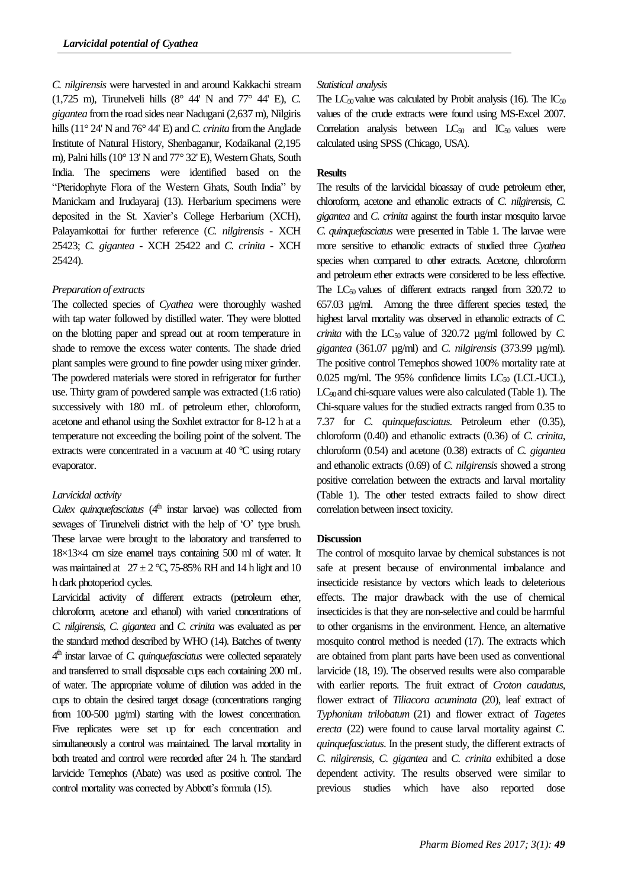*C. nilgirensis* were harvested in and around Kakkachi stream (1,725 m), Tirunelveli hills (8° 44' N and 77° 44' E), *C. gigantea* from the road sides near Nadugani (2,637 m), Nilgiris hills (11° 24' N and 76° 44' E) and *C. crinita* from the Anglade Institute of Natural History, Shenbaganur, Kodaikanal (2,195 m), Palni hills (10° 13' N and 77° 32' E), Western Ghats, South India. The specimens were identified based on the "Pteridophyte Flora of the Western Ghats, South India" by Manickam and Irudayaraj (13). Herbarium specimens were deposited in the St. Xavier's College Herbarium (XCH), Palayamkottai for further reference (*C. nilgirensis* - XCH 25423; *C. gigantea* - XCH 25422 and *C. crinita* - XCH 25424).

*Preparation of extracts*

The collected species of *Cyathea* were thoroughly washed with tap water followed by distilled water. They were blotted on the blotting paper and spread out at room temperature in shade to remove the excess water contents. The shade dried plant samples were ground to fine powder using mixer grinder. The powdered materials were stored in refrigerator for further use. Thirty gram of powdered sample was extracted (1:6 ratio) successively with 180 mL of petroleum ether, chloroform, acetone and ethanol using the Soxhlet extractor for 8-12 h at a temperature not exceeding the boiling point of the solvent. The extracts were concentrated in a vacuum at 40 ºC using rotary evaporator.

*Larvicidal activity*

*Culex quinquefasciatus* (4th instar larvae) was collected from sewages of Tirunelveli district with the help of 'O' type brush. These larvae were brought to the laboratory and transferred to 18×13×4 cm size enamel trays containing 500 ml of water. It was maintained at 27 ± 2 ºC, 75-85% RH and 14 h light and 10 h dark photoperiod cycles.

Larvicidal activity of different extracts (petroleum ether, chloroform, acetone and ethanol) with varied concentrations of *C. nilgirensis*, *C. gigantea* and *C. crinita* was evaluated as per the standard method described by WHO (14). Batches of twenty 4th instar larvae of *C. quinquefasciatus* were collected separately and transferred to small disposable cups each containing 200 mL of water. The appropriate volume of dilution was added in the cups to obtain the desired target dosage (concentrations ranging from 100-500 µg/ml) starting with the lowest concentration. Five replicates were set up for each concentration and simultaneously a control was maintained. The larval mortality in both treated and control were recorded after 24 h. The standard larvicide Temephos (Abate) was used as positive control. The control mortality was corrected by Abbott's formula (15).

*Statistical analysis*

The $LC_{50}$ value was calculated by Probit analysis (16). The $IC_{50}$ values of the crude extracts were found using MS-Excel 2007. Correlation analysis between $LC_{50}$ and $IC_{50}$ values were calculated using SPSS (Chicago, USA).

**Results**

The results of the larvicidal bioassay of crude petroleum ether, chloroform, acetone and ethanolic extracts of *C. nilgirensis*, *C. gigantea* and *C. crinita* against the fourth instar mosquito larvae *C. quinquefasciatus* were presented in Table 1. The larvae were more sensitive to ethanolic extracts of studied three *Cyathea* species when compared to other extracts. Acetone, chloroform and petroleum ether extracts were considered to be less effective. The $LC_{50}$ values of different extracts ranged from 320.72 to 657.03 µg/ml. Among the three different species tested, the highest larval mortality was observed in ethanolic extracts of *C. crinita* with the $LC_{50}$ value of 320.72 µg/ml followed by *C. gigantea* (361.07 µg/ml) and *C. nilgirensis* (373.99 µg/ml). The positive control Temephos showed 100% mortality rate at 0.025 mg/ml. The 95% confidence limits $LC_{50}$ (LCL-UCL), $LC_{90}$ and chi-square values were also calculated (Table 1). The Chi-square values for the studied extracts ranged from 0.35 to 7.37 for *C. quinquefasciatus*. Petroleum ether (0.35), chloroform (0.40) and ethanolic extracts (0.36) of *C. crinita*, chloroform (0.54) and acetone (0.38) extracts of *C. gigantea* and ethanolic extracts (0.69) of *C. nilgirensis* showed a strong positive correlation between the extracts and larval mortality (Table 1). The other tested extracts failed to show direct correlation between insect toxicity.

**Discussion**

The control of mosquito larvae by chemical substances is not safe at present because of environmental imbalance and insecticide resistance by vectors which leads to deleterious effects. The major drawback with the use of chemical insecticides is that they are non-selective and could be harmful to other organisms in the environment. Hence, an alternative mosquito control method is needed (17). The extracts which are obtained from plant parts have been used as conventional larvicide (18, 19). The observed results were also comparable with earlier reports. The fruit extract of *Croton caudatus*, flower extract of *Tiliacora acuminata* (20), leaf extract of *Typhonium trilobatum* (21) and flower extract of *Tagetes erecta* (22) were found to cause larval mortality against *C. quinquefasciatus*. In the present study, the different extracts of *C. nilgirensis*, *C. gigantea* and *C. crinita* exhibited a dose dependent activity. The results observed were similar to previous studies which have also reported dose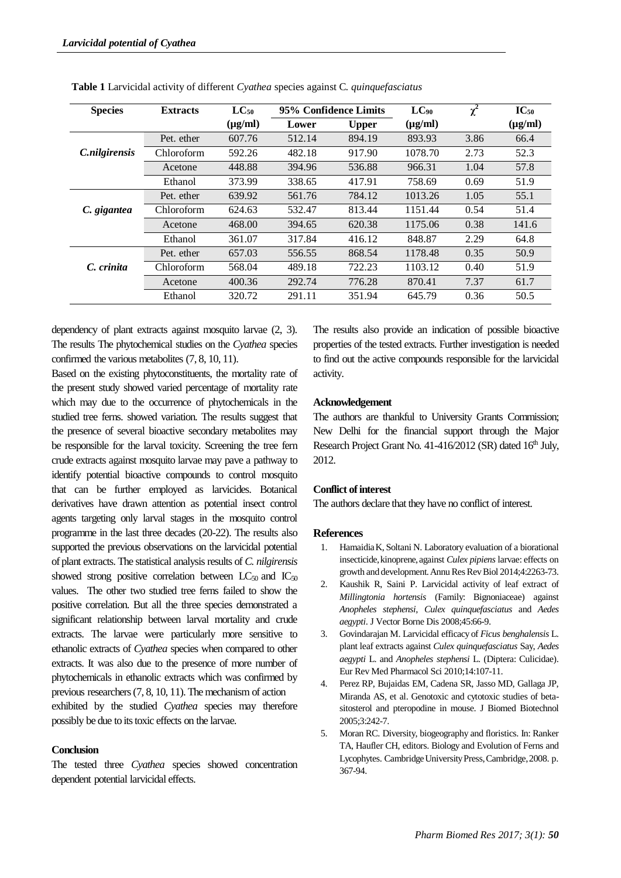**Table 1** Larvicidal activity of different *Cyathea* species against C. *quinquefasciatus*

| Species | Extracts | $LC_{50}$ (μg/ml) | 95% Confidence Limits | | $LC_{90}$ (μg/ml) | $\chi^2$ | $IC_{50}$ (μg/ml) |
|---|---|---|---|---|---|---|---|
| | | | Lower | Upper | | | |
| *C.nilgirensis* | Pet. ether | 607.76 | 512.14 | 894.19 | 893.93 | 3.86 | 66.4 |
| | Chloroform | 592.26 | 482.18 | 917.90 | 1078.70 | 2.73 | 52.3 |
| | Acetone | 448.88 | 394.96 | 536.88 | 966.31 | 1.04 | 57.8 |
| | Ethanol | 373.99 | 338.65 | 417.91 | 758.69 | 0.69 | 51.9 |
| *C. gigantea* | Pet. ether | 639.92 | 561.76 | 784.12 | 1013.26 | 1.05 | 55.1 |
| | Chloroform | 624.63 | 532.47 | 813.44 | 1151.44 | 0.54 | 51.4 |
| | Acetone | 468.00 | 394.65 | 620.38 | 1175.06 | 0.38 | 141.6 |
| | Ethanol | 361.07 | 317.84 | 416.12 | 848.87 | 2.29 | 64.8 |
| *C. crinita* | Pet. ether | 657.03 | 556.55 | 868.54 | 1178.48 | 0.35 | 50.9 |
| | Chloroform | 568.04 | 489.18 | 722.23 | 1103.12 | 0.40 | 51.9 |
| | Acetone | 400.36 | 292.74 | 776.28 | 870.41 | 7.37 | 61.7 |
| | Ethanol | 320.72 | 291.11 | 351.94 | 645.79 | 0.36 | 50.5 |

dependency of plant extracts against mosquito larvae (2, 3). The results The phytochemical studies on the *Cyathea* species confirmed the various metabolites (7, 8, 10, 11).

Based on the existing phytoconstituents, the mortality rate of the present study showed varied percentage of mortality rate which may due to the occurrence of phytochemicals in the studied tree ferns. showed variation. The results suggest that the presence of several bioactive secondary metabolites may be responsible for the larval toxicity. Screening the tree fern crude extracts against mosquito larvae may pave a pathway to identify potential bioactive compounds to control mosquito that can be further employed as larvicides. Botanical derivatives have drawn attention as potential insect control agents targeting only larval stages in the mosquito control programme in the last three decades (20-22). The results also supported the previous observations on the larvicidal potential of plant extracts. The statistical analysis results of *C. nilgirensis* showed strong positive correlation between $LC_{50}$ and $IC_{50}$ values. The other two studied tree ferns failed to show the positive correlation. But all the three species demonstrated a significant relationship between larval mortality and crude extracts. The larvae were particularly more sensitive to ethanolic extracts of *Cyathea* species when compared to other extracts. It was also due to the presence of more number of phytochemicals in ethanolic extracts which was confirmed by previous researchers (7, 8, 10, 11). The mechanism of action exhibited by the studied *Cyathea* species may therefore possibly be due to its toxic effects on the larvae.

## Conclusion

The tested three *Cyathea* species showed concentration dependent potential larvicidal effects. The results also provide an indication of possible bioactive properties of the tested extracts. Further investigation is needed to find out the active compounds responsible for the larvicidal activity.

## Acknowledgement

The authors are thankful to University Grants Commission; New Delhi for the financial support through the Major Research Project Grant No. 41-416/2012 (SR) dated 16th July, 2012.

## Conflict of interest

The authors declare that they have no conflict of interest.

## References

1. Hamaidia K, Soltani N. Laboratory evaluation of a biorational insecticide, kinoprene, against *Culex pipiens* larvae: effects on growth and development. Annu Res Rev Biol 2014;4:2263-73.
2. Kaushik R, Saini P. Larvicidal activity of leaf extract of *Millingtonia hortensis* (Family: Bignoniaceae) against *Anopheles stephensi*, *Culex quinquefasciatus* and *Aedes aegypti*. J Vector Borne Dis 2008;45:66-9.
3. Govindarajan M. Larvicidal efficacy of *Ficus benghalensis* L. plant leaf extracts against *Culex quinquefasciatus* Say, *Aedes aegypti* L. and *Anopheles stephensi* L. (Diptera: Culicidae). Eur Rev Med Pharmacol Sci 2010;14:107-11.
4. Perez RP, Bujaidas EM, Cadena SR, Jasso MD, Gallaga JP, Miranda AS, et al. Genotoxic and cytotoxic studies of beta-sitosterol and pteropodine in mouse. J Biomed Biotechnol 2005;3:242-7.
5. Moran RC. Diversity, biogeography and floristics. In: Ranker TA, Haufler CH, editors. Biology and Evolution of Ferns and Lycophytes. Cambridge University Press, Cambridge, 2008. p. 367-94.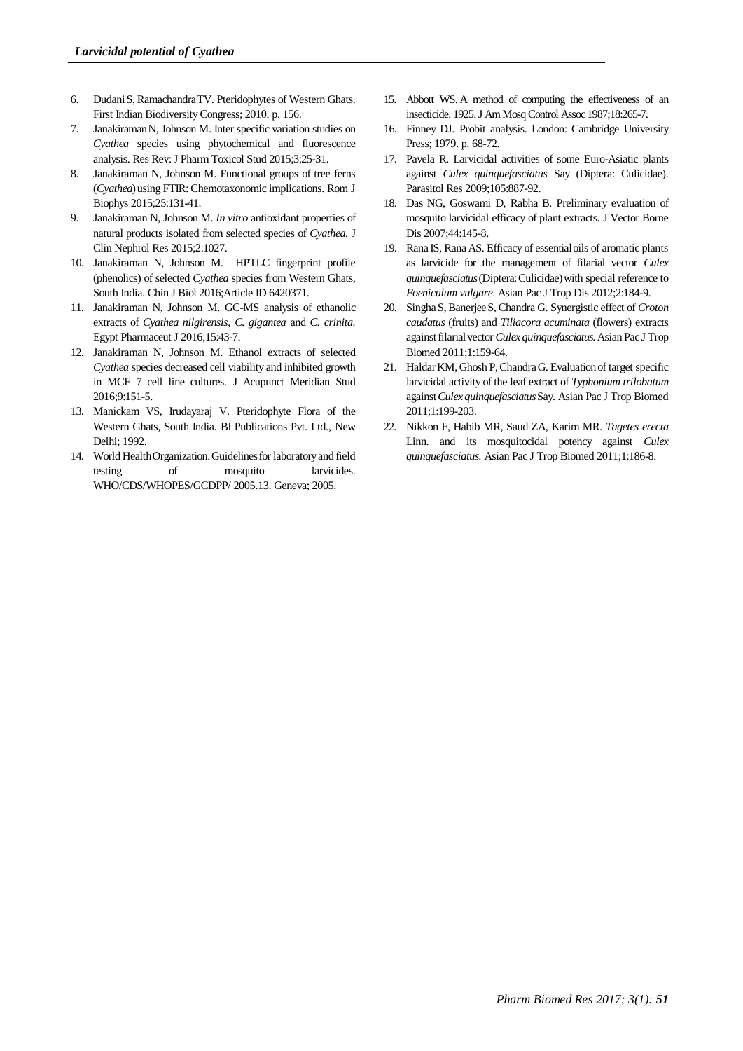6. Dudani S, Ramachandra TV. Pteridophytes of Western Ghats. First Indian Biodiversity Congress; 2010. p. 156.
7. Janakiraman N, Johnson M. Inter specific variation studies on *Cyathea* species using phytochemical and fluorescence analysis. Res Rev: J Pharm Toxicol Stud 2015;3:25-31.
8. Janakiraman N, Johnson M. Functional groups of tree ferns (*Cyathea*) using FTIR: Chemotaxonomic implications. Rom J Biophys 2015;25:131-41.
9. Janakiraman N, Johnson M. *In vitro* antioxidant properties of natural products isolated from selected species of *Cyathea*. J Clin Nephrol Res 2015;2:1027.
10. Janakiraman N, Johnson M. HPTLC fingerprint profile (phenolics) of selected *Cyathea* species from Western Ghats, South India. Chin J Biol 2016;Article ID 6420371.
11. Janakiraman N, Johnson M. GC-MS analysis of ethanolic extracts of *Cyathea nilgirensis*, *C. gigantea* and *C. crinita*. Egypt Pharmaceut J 2016;15:43-7.
12. Janakiraman N, Johnson M. Ethanol extracts of selected *Cyathea* species decreased cell viability and inhibited growth in MCF 7 cell line cultures. J Acupunct Meridian Stud 2016;9:151-5.
13. Manickam VS, Irudayaraj V. Pteridophyte Flora of the Western Ghats, South India. BI Publications Pvt. Ltd., New Delhi; 1992.
14. World Health Organization. Guidelines for laboratory and field testing of mosquito larvicides. WHO/CDS/WHOPES/GCDPP/ 2005.13. Geneva; 2005.
15. Abbott WS. A method of computing the effectiveness of an insecticide. 1925. J Am Mosq Control Assoc 1987;18:265-7.
16. Finney DJ. Probit analysis. London: Cambridge University Press; 1979. p. 68-72.
17. Pavela R. Larvicidal activities of some Euro-Asiatic plants against *Culex quinquefasciatus* Say (Diptera: Culicidae). Parasitol Res 2009;105:887-92.
18. Das NG, Goswami D, Rabha B. Preliminary evaluation of mosquito larvicidal efficacy of plant extracts. J Vector Borne Dis 2007;44:145-8.
19. Rana IS, Rana AS. Efficacy of essential oils of aromatic plants as larvicide for the management of filarial vector *Culex quinquefasciatus* (Diptera: Culicidae) with special reference to *Foeniculum vulgare*. Asian Pac J Trop Dis 2012;2:184-9.
20. Singha S, Banerjee S, Chandra G. Synergistic effect of *Croton caudatus* (fruits) and *Tiliacora acuminata* (flowers) extracts against filarial vector *Culex quinquefasciatus*. Asian Pac J Trop Biomed 2011;1:159-64.
21. Haldar KM, Ghosh P, Chandra G. Evaluation of target specific larvicidal activity of the leaf extract of *Typhonium trilobatum* against *Culex quinquefasciatus* Say. Asian Pac J Trop Biomed 2011;1:199-203.
22. Nikkon F, Habib MR, Saud ZA, Karim MR. *Tagetes erecta* Linn. and its mosquitocidal potency against *Culex quinquefasciatus*. Asian Pac J Trop Biomed 2011;1:186-8.